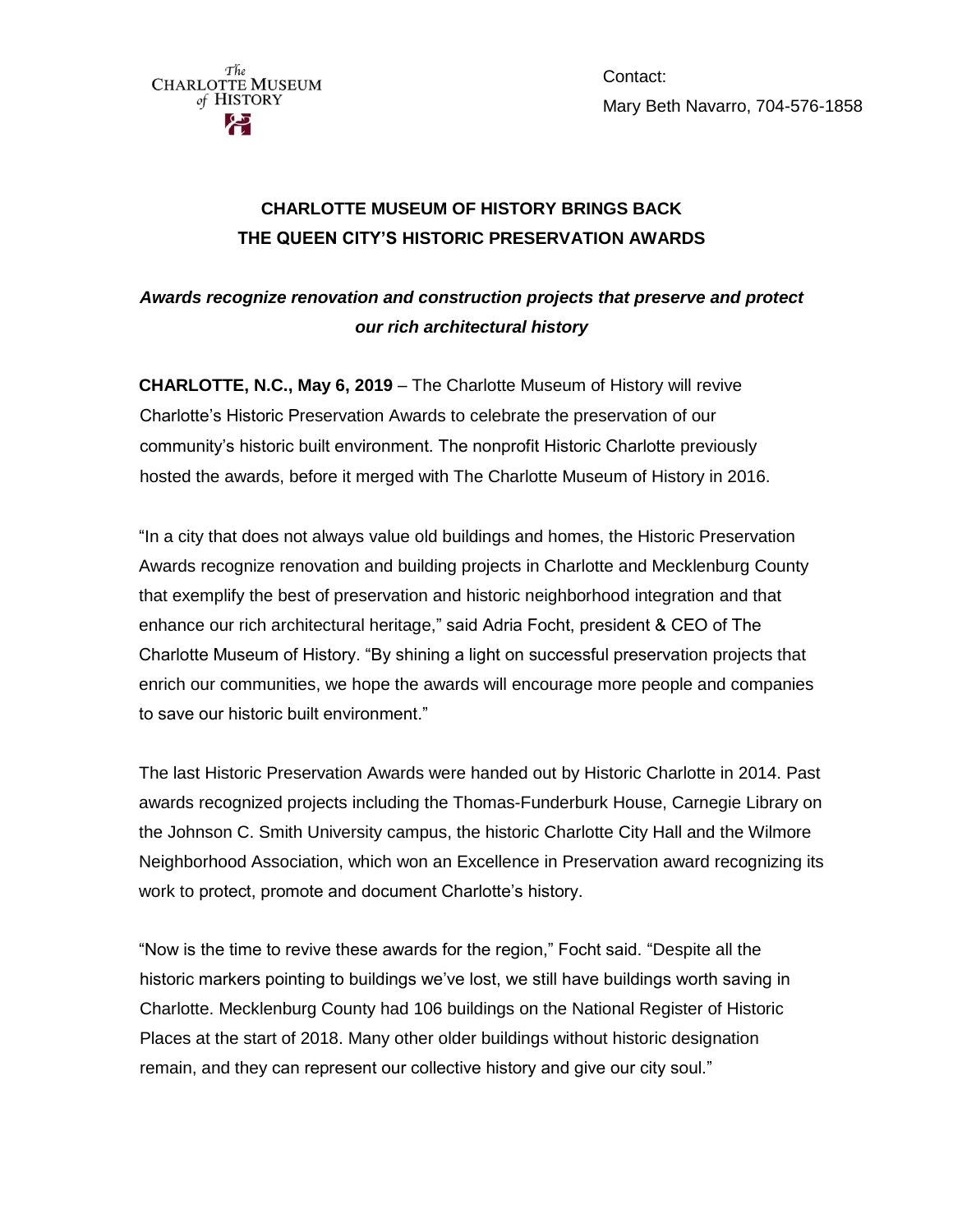The Charlotte Museum of History

Contact:
Mary Beth Navarro, 704-576-1858

# CHARLOTTE MUSEUM OF HISTORY BRINGS BACK THE QUEEN CITY'S HISTORIC PRESERVATION AWARDS

***Awards recognize renovation and construction projects that preserve and protect our rich architectural history***

**CHARLOTTE, N.C., May 6, 2019** – The Charlotte Museum of History will revive Charlotte's Historic Preservation Awards to celebrate the preservation of our community's historic built environment. The nonprofit Historic Charlotte previously hosted the awards, before it merged with The Charlotte Museum of History in 2016.

"In a city that does not always value old buildings and homes, the Historic Preservation Awards recognize renovation and building projects in Charlotte and Mecklenburg County that exemplify the best of preservation and historic neighborhood integration and that enhance our rich architectural heritage," said Adria Focht, president & CEO of The Charlotte Museum of History. "By shining a light on successful preservation projects that enrich our communities, we hope the awards will encourage more people and companies to save our historic built environment."

The last Historic Preservation Awards were handed out by Historic Charlotte in 2014. Past awards recognized projects including the Thomas-Funderburk House, Carnegie Library on the Johnson C. Smith University campus, the historic Charlotte City Hall and the Wilmore Neighborhood Association, which won an Excellence in Preservation award recognizing its work to protect, promote and document Charlotte's history.

"Now is the time to revive these awards for the region," Focht said. "Despite all the historic markers pointing to buildings we've lost, we still have buildings worth saving in Charlotte. Mecklenburg County had 106 buildings on the National Register of Historic Places at the start of 2018. Many other older buildings without historic designation remain, and they can represent our collective history and give our city soul."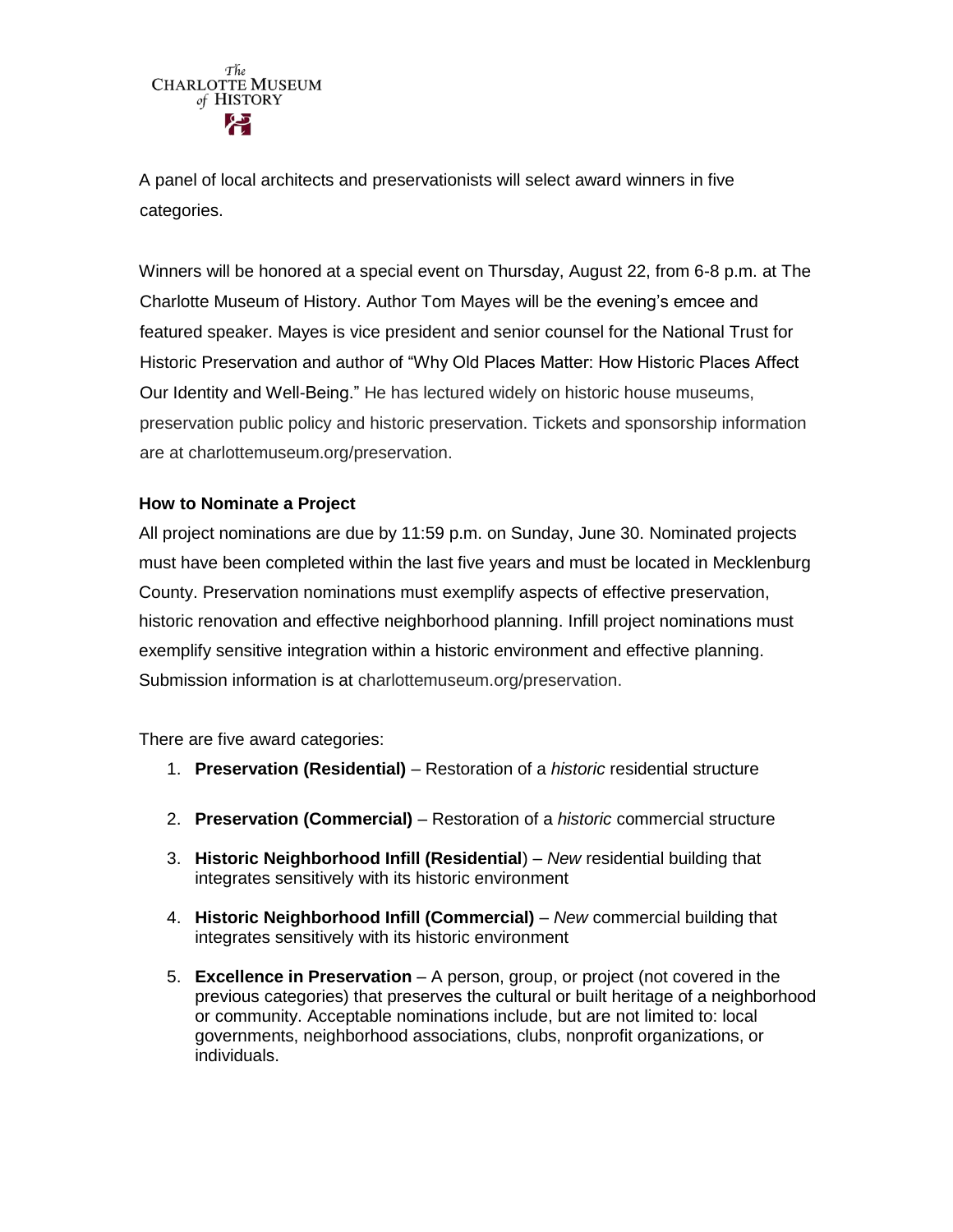A panel of local architects and preservationists will select award winners in five categories.

Winners will be honored at a special event on Thursday, August 22, from 6-8 p.m. at The Charlotte Museum of History. Author Tom Mayes will be the evening's emcee and featured speaker. Mayes is vice president and senior counsel for the National Trust for Historic Preservation and author of "Why Old Places Matter: How Historic Places Affect Our Identity and Well-Being." He has lectured widely on historic house museums, preservation public policy and historic preservation. Tickets and sponsorship information are at charlottemuseum.org/preservation.

**How to Nominate a Project**

All project nominations are due by 11:59 p.m. on Sunday, June 30. Nominated projects must have been completed within the last five years and must be located in Mecklenburg County. Preservation nominations must exemplify aspects of effective preservation, historic renovation and effective neighborhood planning. Infill project nominations must exemplify sensitive integration within a historic environment and effective planning. Submission information is at charlottemuseum.org/preservation.

There are five award categories:

1. **Preservation (Residential)** – Restoration of a *historic* residential structure
2. **Preservation (Commercial)** – Restoration of a *historic* commercial structure
3. **Historic Neighborhood Infill (Residential)** – *New* residential building that integrates sensitively with its historic environment
4. **Historic Neighborhood Infill (Commercial)** – *New* commercial building that integrates sensitively with its historic environment
5. **Excellence in Preservation** – A person, group, or project (not covered in the previous categories) that preserves the cultural or built heritage of a neighborhood or community. Acceptable nominations include, but are not limited to: local governments, neighborhood associations, clubs, nonprofit organizations, or individuals.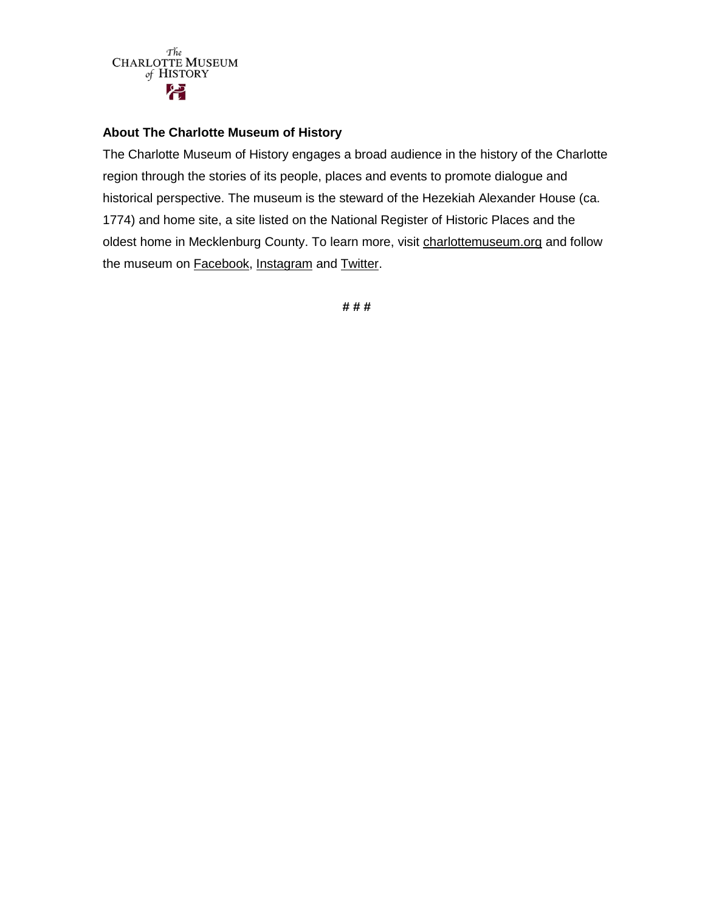The CHARLOTTE MUSEUM of HISTORY

**About The Charlotte Museum of History**

The Charlotte Museum of History engages a broad audience in the history of the Charlotte region through the stories of its people, places and events to promote dialogue and historical perspective. The museum is the steward of the Hezekiah Alexander House (ca. 1774) and home site, a site listed on the National Register of Historic Places and the oldest home in Mecklenburg County. To learn more, visit charlottemuseum.org and follow the museum on Facebook, Instagram and Twitter.

# # #